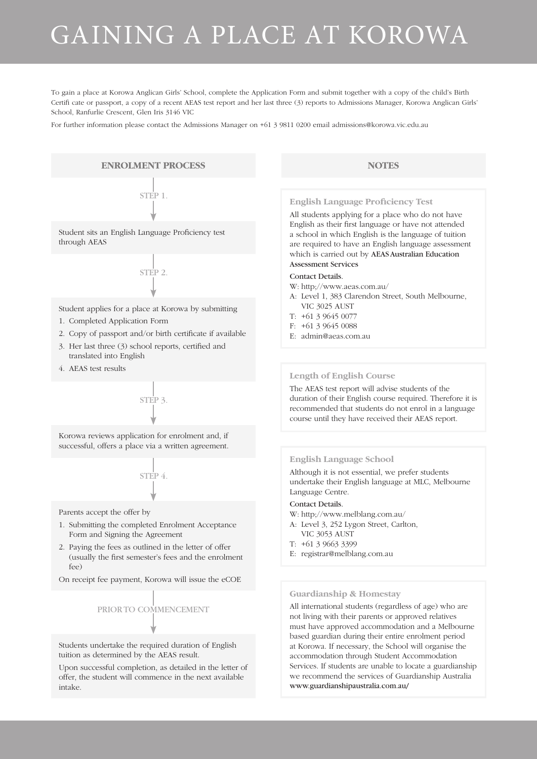# GAINING A PLACE AT KOROWA

To gain a place at Korowa Anglican Girls' School, complete the Application Form and submit together with a copy of the child's Birth Certifi cate or passport, a copy of a recent AEAS test report and her last three (3) reports to Admissions Manager, Korowa Anglican Girls' School, Ranfurlie Crescent, Glen Iris 3146 VIC

For further information please contact the Admissions Manager on +61 3 9811 0200 email admissions@korowa.vic.edu.au

## ENROLMENT PROCESS

### STEP 1.

Student sits an English Language Proficiency test through AEAS

### STEP 2.

Student applies for a place at Korowa by submitting

1. Completed Application Form
2. Copy of passport and/or birth certificate if available
3. Her last three (3) school reports, certified and translated into English
4. AEAS test results

### STEP 3.

Korowa reviews application for enrolment and, if successful, offers a place via a written agreement.

### STEP 4.

Parents accept the offer by

1. Submitting the completed Enrolment Acceptance Form and Signing the Agreement
2. Paying the fees as outlined in the letter of offer (usually the first semester's fees and the enrolment fee)

On receipt fee payment, Korowa will issue the eCOE

### PRIOR TO COMMENCEMENT

Students undertake the required duration of English tuition as determined by the AEAS result.

Upon successful completion, as detailed in the letter of offer, the student will commence in the next available intake.

## NOTES

### English Language Proficiency Test

All students applying for a place who do not have English as their first language or have not attended a school in which English is the language of tuition are required to have an English language assessment which is carried out by **AEAS Australian Education Assessment Services**

Contact Details.

W: http;//www.aeas.com.au/
A: Level 1, 383 Clarendon Street, South Melbourne, VIC 3025 AUST
T: +61 3 9645 0077
F: +61 3 9645 0088
E: admin@aeas.com.au

### Length of English Course

The AEAS test report will advise students of the duration of their English course required. Therefore it is recommended that students do not enrol in a language course until they have received their AEAS report.

### English Language School

Although it is not essential, we prefer students undertake their English language at MLC, Melbourne Language Centre.

Contact Details.

W: http;//www.melblang.com.au/
A: Level 3, 252 Lygon Street, Carlton, VIC 3053 AUST
T: +61 3 9663 3399
E: registrar@melblang.com.au

### Guardianship & Homestay

All international students (regardless of age) who are not living with their parents or approved relatives must have approved accommodation and a Melbourne based guardian during their entire enrolment period at Korowa. If necessary, the School will organise the accommodation through Student Accommodation Services. If students are unable to locate a guardianship we recommend the services of Guardianship Australia www.guardianshipaustralia.com.au/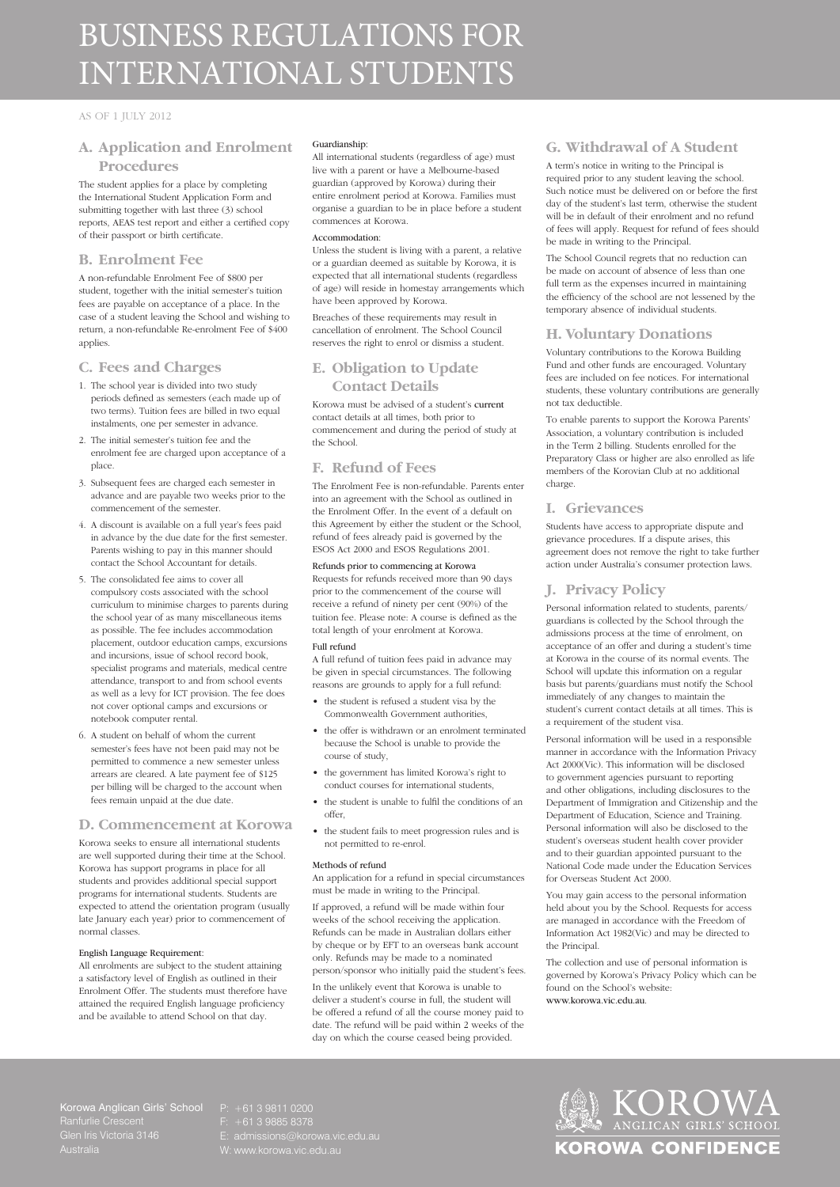# BUSINESS REGULATIONS FOR INTERNATIONAL STUDENTS

AS OF 1 JULY 2012

## A. Application and Enrolment Procedures

The student applies for a place by completing the International Student Application Form and submitting together with last three (3) school reports, AEAS test report and either a certified copy of their passport or birth certificate.

## B. Enrolment Fee

A non-refundable Enrolment Fee of $800 per student, together with the initial semester's tuition fees are payable on acceptance of a place. In the case of a student leaving the School and wishing to return, a non-refundable Re-enrolment Fee of $400 applies.

## C. Fees and Charges

1. The school year is divided into two study periods defined as semesters (each made up of two terms). Tuition fees are billed in two equal instalments, one per semester in advance.
2. The initial semester's tuition fee and the enrolment fee are charged upon acceptance of a place.
3. Subsequent fees are charged each semester in advance and are payable two weeks prior to the commencement of the semester.
4. A discount is available on a full year's fees paid in advance by the due date for the first semester. Parents wishing to pay in this manner should contact the School Accountant for details.
5. The consolidated fee aims to cover all compulsory costs associated with the school curriculum to minimise charges to parents during the school year of as many miscellaneous items as possible. The fee includes accommodation placement, outdoor education camps, excursions and incursions, issue of school record book, specialist programs and materials, medical centre attendance, transport to and from school events as well as a levy for ICT provision. The fee does not cover optional camps and excursions or notebook computer rental.
6. A student on behalf of whom the current semester's fees have not been paid may not be permitted to commence a new semester unless arrears are cleared. A late payment fee of $125 per billing will be charged to the account when fees remain unpaid at the due date.

## D. Commencement at Korowa

Korowa seeks to ensure all international students are well supported during their time at the School. Korowa has support programs in place for all students and provides additional special support programs for international students. Students are expected to attend the orientation program (usually late January each year) prior to commencement of normal classes.

#### English Language Requirement:

All enrolments are subject to the student attaining a satisfactory level of English as outlined in their Enrolment Offer. The students must therefore have attained the required English language proficiency and be available to attend School on that day.

#### Guardianship:

All international students (regardless of age) must live with a parent or have a Melbourne-based guardian (approved by Korowa) during their entire enrolment period at Korowa. Families must organise a guardian to be in place before a student commences at Korowa.

#### Accommodation:

Unless the student is living with a parent, a relative or a guardian deemed as suitable by Korowa, it is expected that all international students (regardless of age) will reside in homestay arrangements which have been approved by Korowa.

Breaches of these requirements may result in cancellation of enrolment. The School Council reserves the right to enrol or dismiss a student.

## E. Obligation to Update Contact Details

Korowa must be advised of a student's current contact details at all times, both prior to commencement and during the period of study at the School.

## F. Refund of Fees

The Enrolment Fee is non-refundable. Parents enter into an agreement with the School as outlined in the Enrolment Offer. In the event of a default on this Agreement by either the student or the School, refund of fees already paid is governed by the ESOS Act 2000 and ESOS Regulations 2001.

#### Refunds prior to commencing at Korowa

Requests for refunds received more than 90 days prior to the commencement of the course will receive a refund of ninety per cent (90%) of the tuition fee. Please note: A course is defined as the total length of your enrolment at Korowa.

#### Full refund

A full refund of tuition fees paid in advance may be given in special circumstances. The following reasons are grounds to apply for a full refund:

- the student is refused a student visa by the Commonwealth Government authorities,
- the offer is withdrawn or an enrolment terminated because the School is unable to provide the course of study,
- the government has limited Korowa's right to conduct courses for international students,
- the student is unable to fulfil the conditions of an offer,
- the student fails to meet progression rules and is not permitted to re-enrol.

#### Methods of refund

An application for a refund in special circumstances must be made in writing to the Principal.

If approved, a refund will be made within four weeks of the school receiving the application. Refunds can be made in Australian dollars either by cheque or by EFT to an overseas bank account only. Refunds may be made to a nominated person/sponsor who initially paid the student's fees.

In the unlikely event that Korowa is unable to deliver a student's course in full, the student will be offered a refund of all the course money paid to date. The refund will be paid within 2 weeks of the day on which the course ceased being provided.

## G. Withdrawal of A Student

A term's notice in writing to the Principal is required prior to any student leaving the school. Such notice must be delivered on or before the first day of the student's last term, otherwise the student will be in default of their enrolment and no refund of fees will apply. Request for refund of fees should be made in writing to the Principal.

The School Council regrets that no reduction can be made on account of absence of less than one full term as the expenses incurred in maintaining the efficiency of the school are not lessened by the temporary absence of individual students.

## H. Voluntary Donations

Voluntary contributions to the Korowa Building Fund and other funds are encouraged. Voluntary fees are included on fee notices. For international students, these voluntary contributions are generally not tax deductible.

To enable parents to support the Korowa Parents' Association, a voluntary contribution is included in the Term 2 billing. Students enrolled for the Preparatory Class or higher are also enrolled as life members of the Korovian Club at no additional charge.

## I. Grievances

Students have access to appropriate dispute and grievance procedures. If a dispute arises, this agreement does not remove the right to take further action under Australia's consumer protection laws.

## J. Privacy Policy

Personal information related to students, parents/guardians is collected by the School through the admissions process at the time of enrolment, on acceptance of an offer and during a student's time at Korowa in the course of its normal events. The School will update this information on a regular basis but parents/guardians must notify the School immediately of any changes to maintain the student's current contact details at all times. This is a requirement of the student visa.

Personal information will be used in a responsible manner in accordance with the Information Privacy Act 2000(Vic). This information will be disclosed to government agencies pursuant to reporting and other obligations, including disclosures to the Department of Immigration and Citizenship and the Department of Education, Science and Training. Personal information will also be disclosed to the student's overseas student health cover provider and to their guardian appointed pursuant to the National Code made under the Education Services for Overseas Student Act 2000.

You may gain access to the personal information held about you by the School. Requests for access are managed in accordance with the Freedom of Information Act 1982(Vic) and may be directed to the Principal.

The collection and use of personal information is governed by Korowa's Privacy Policy which can be found on the School's website: www.korowa.vic.edu.au.

Korowa Anglican Girls' School
Ranfurlie Crescent
Glen Iris Victoria 3146
Australia

P: +61 3 9811 0200
F: +61 3 9885 8378
E: admissions@korowa.vic.edu.au
W: www.korowa.vic.edu.au

KOROWA ANGLICAN GIRLS' SCHOOL
KOROWA CONFIDENCE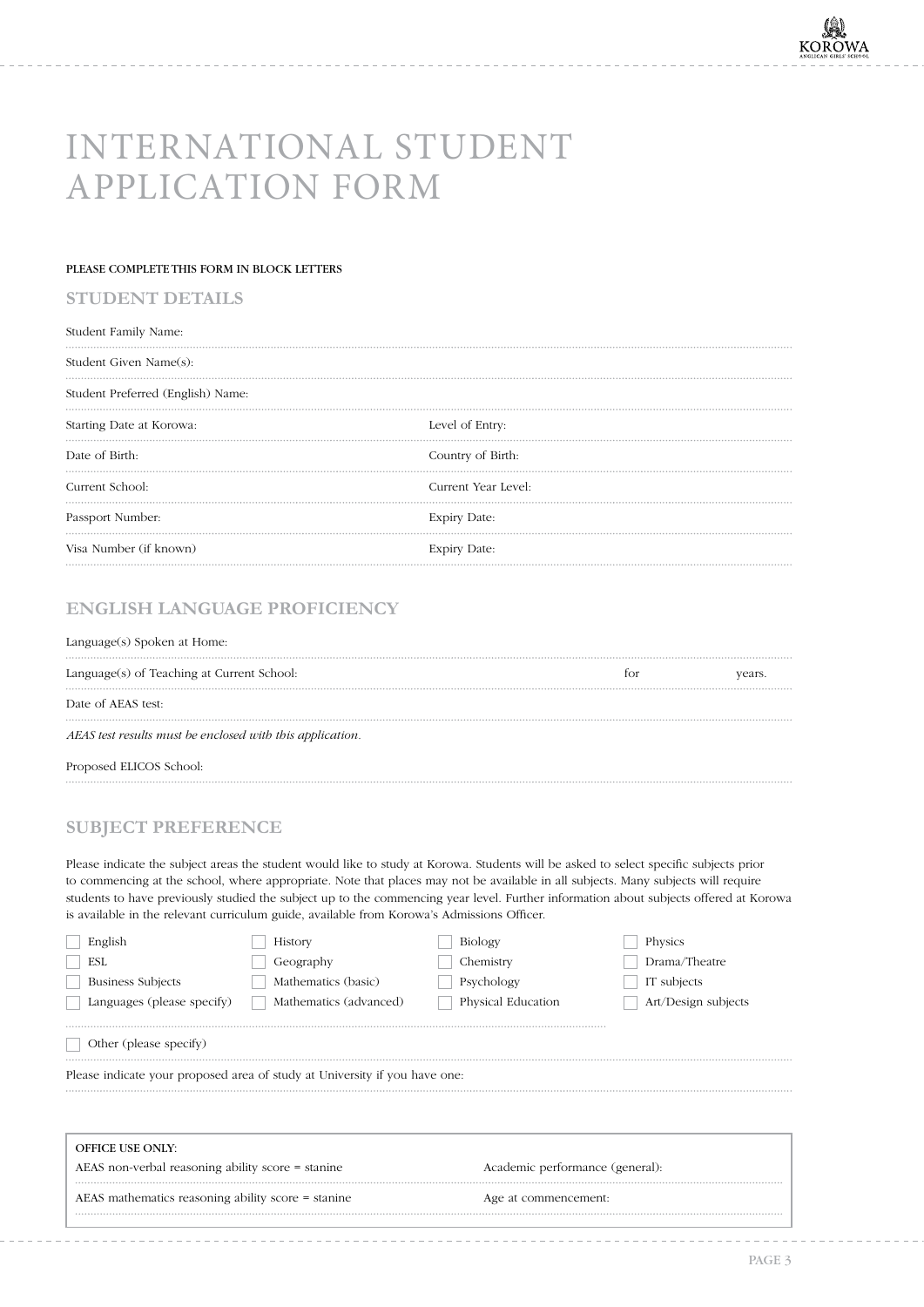# INTERNATIONAL STUDENT APPLICATION FORM

**PLEASE COMPLETE THIS FORM IN BLOCK LETTERS**

## STUDENT DETAILS

Student Family Name:

Student Given Name(s):

Student Preferred (English) Name:

Starting Date at Korowa: Level of Entry:

Date of Birth: Country of Birth:

Current School: Current Year Level:

Passport Number: Expiry Date:

Visa Number (if known) Expiry Date:

## ENGLISH LANGUAGE PROFICIENCY

Language(s) Spoken at Home:

Language(s) of Teaching at Current School: for years.

Date of AEAS test:

*AEAS test results must be enclosed with this application.*

Proposed ELICOS School:

## SUBJECT PREFERENCE

Please indicate the subject areas the student would like to study at Korowa. Students will be asked to select specific subjects prior to commencing at the school, where appropriate. Note that places may not be available in all subjects. Many subjects will require students to have previously studied the subject up to the commencing year level. Further information about subjects offered at Korowa is available in the relevant curriculum guide, available from Korowa's Admissions Officer.

- ☐ English
- ☐ ESL
- ☐ Business Subjects
- ☐ Languages (please specify)
- ☐ History
- ☐ Geography
- ☐ Mathematics (basic)
- ☐ Mathematics (advanced)
- ☐ Biology
- ☐ Chemistry
- ☐ Psychology
- ☐ Physical Education
- ☐ Physics
- ☐ Drama/Theatre
- ☐ IT subjects
- ☐ Art/Design subjects

☐ Other (please specify)

Please indicate your proposed area of study at University if you have one:

**OFFICE USE ONLY:**

AEAS non-verbal reasoning ability score = stanine Academic performance (general):

AEAS mathematics reasoning ability score = stanine Age at commencement: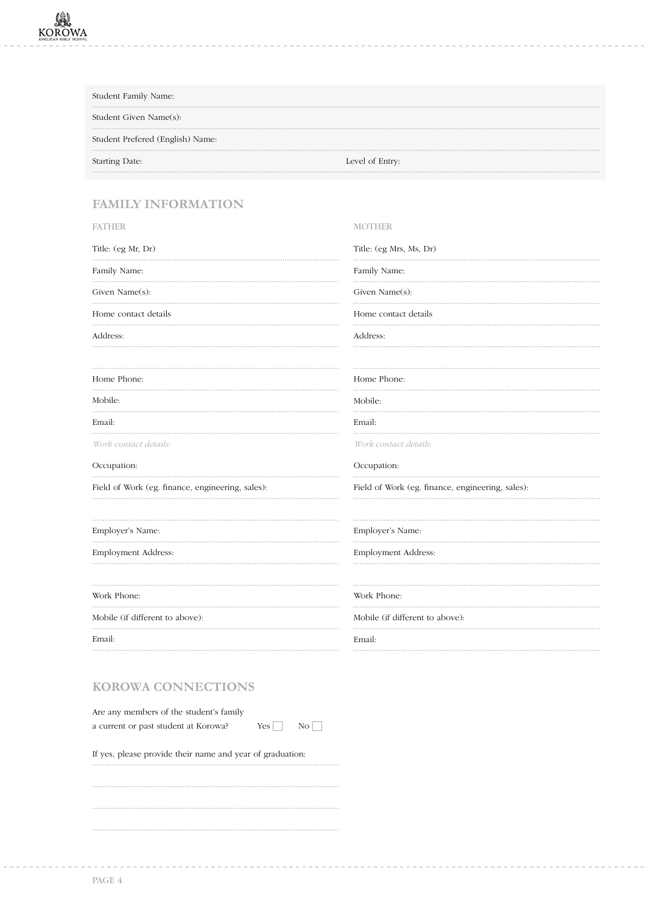Student Family Name:

Student Given Name(s):

Student Prefered (English) Name:

Starting Date: Level of Entry:

## FAMILY INFORMATION

### FATHER

Title: (eg Mr, Dr)

Family Name:

Given Name(s):

Home contact details

Address:

Home Phone:

Mobile:

Email:

*Work contact details:*

Occupation:

Field of Work (eg. finance, engineering, sales):

Employer's Name:

Employment Address:

Work Phone:

Mobile (if different to above):

Email:

### MOTHER

Title: (eg Mrs, Ms, Dr)

Family Name:

Given Name(s):

Home contact details

Address:

Home Phone:

Mobile:

Email:

*Work contact details:*

Occupation:

Field of Work (eg. finance, engineering, sales):

Employer's Name:

Employment Address:

Work Phone:

Mobile (if different to above):

Email:

## KOROWA CONNECTIONS

Are any members of the student's family a current or past student at Korowa? Yes ☐ No ☐

If yes, please provide their name and year of graduation: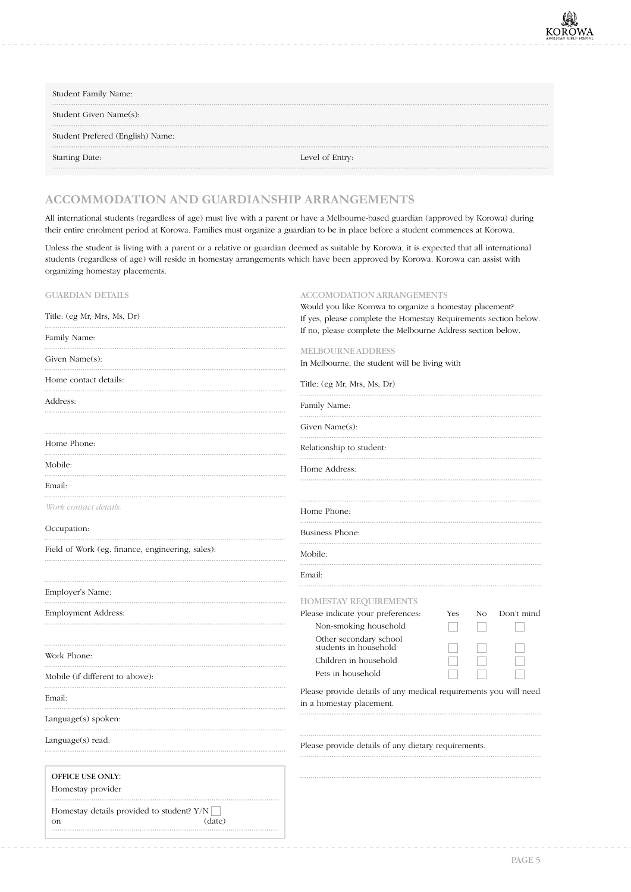Student Family Name:

Student Given Name(s):

Student Prefered (English) Name:

Starting Date: Level of Entry:

## ACCOMMODATION AND GUARDIANSHIP ARRANGEMENTS

All international students (regardless of age) must live with a parent or have a Melbourne-based guardian (approved by Korowa) during their entire enrolment period at Korowa. Families must organize a guardian to be in place before a student commences at Korowa.

Unless the student is living with a parent or a relative or guardian deemed as suitable by Korowa, it is expected that all international students (regardless of age) will reside in homestay arrangements which have been approved by Korowa. Korowa can assist with organizing homestay placements.

### GUARDIAN DETAILS

Title: (eg Mr, Mrs, Ms, Dr)

Family Name:

Given Name(s):

Home contact details:

Address:

Home Phone:

Mobile:

Email:

*Work contact details:*

Occupation:

Field of Work (eg. finance, engineering, sales):

Employer's Name:

Employment Address:

Work Phone:

Mobile (if different to above):

Email:

Language(s) spoken:

Language(s) read:

**OFFICE USE ONLY:**

Homestay provider

Homestay details provided to student? Y/N ☐

on (date)

### ACCOMODATION ARRANGEMENTS

Would you like Korowa to organize a homestay placement?
If yes, please complete the Homestay Requirements section below.
If no, please complete the Melbourne Address section below.

### MELBOURNE ADDRESS

In Melbourne, the student will be living with

Title: (eg Mr, Mrs, Ms, Dr)

Family Name:

Given Name(s):

Relationship to student:

Home Address:

Home Phone:

Business Phone:

Mobile:

Email:

### HOMESTAY REQUIREMENTS

| Please indicate your preferences: | Yes | No | Don't mind |
|---|---|---|---|
| Non-smoking household | ☐ | ☐ | ☐ |
| Other secondary school students in household | ☐ | ☐ | ☐ |
| Children in household | ☐ | ☐ | ☐ |
| Pets in household | ☐ | ☐ | ☐ |

Please provide details of any medical requirements you will need in a homestay placement.

Please provide details of any dietary requirements.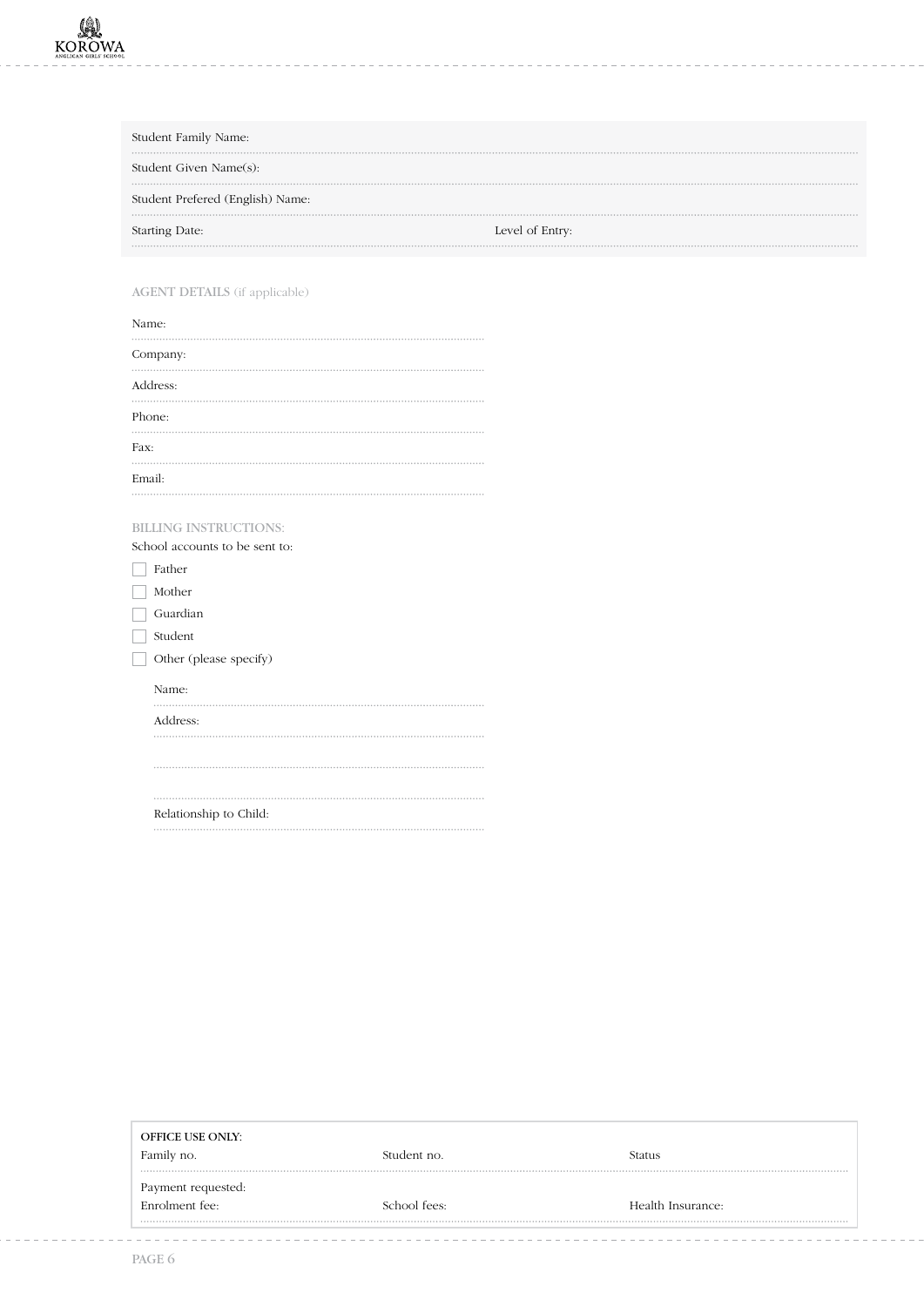Student Family Name:

Student Given Name(s):

Student Prefered (English) Name:

Starting Date: Level of Entry:

## AGENT DETAILS (if applicable)

Name:

Company:

Address:

Phone:

Fax:

Email:

## BILLING INSTRUCTIONS:

School accounts to be sent to:

- [ ] Father
- [ ] Mother
- [ ] Guardian
- [ ] Student
- [ ] Other (please specify)

Name:

Address:

Relationship to Child:

**OFFICE USE ONLY:**

| | | |
|---|---|---|
| Family no. | Student no. | Status |
| Payment requested: | | |
| Enrolment fee: | School fees: | Health Insurance: |